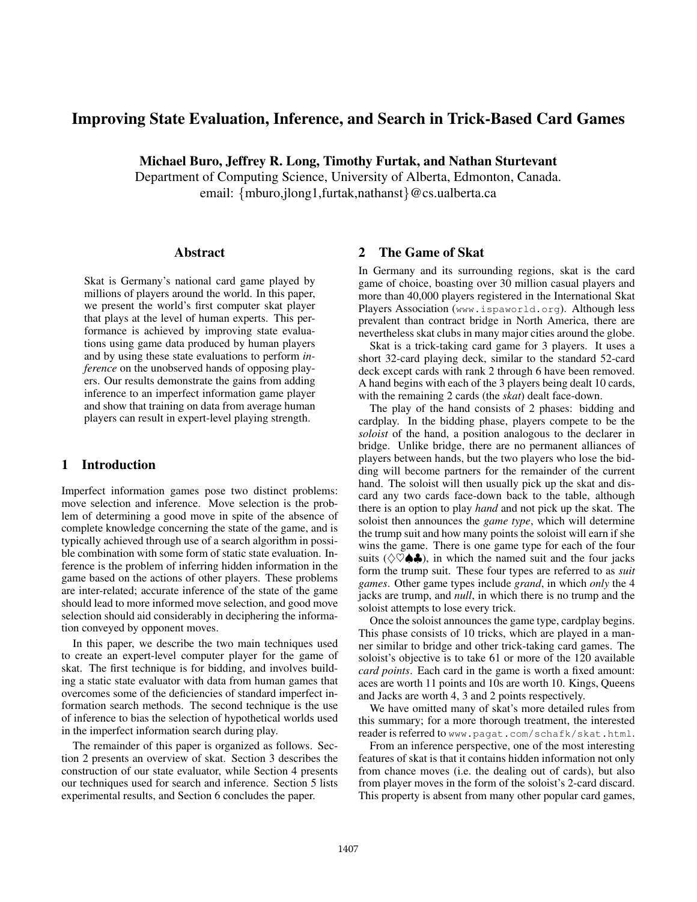# Improving State Evaluation, Inference, and Search in Trick-Based Card Games

**Michael Buro, Jeffrey R. Long, Timothy Furtak, and Nathan Sturtevant**

Department of Computing Science, University of Alberta, Edmonton, Canada.
email: {mburo,jlong1,furtak,nathanst}@cs.ualberta.ca

## Abstract

Skat is Germany's national card game played by millions of players around the world. In this paper, we present the world's first computer skat player that plays at the level of human experts. This performance is achieved by improving state evaluations using game data produced by human players and by using these state evaluations to perform *inference* on the unobserved hands of opposing players. Our results demonstrate the gains from adding inference to an imperfect information game player and show that training on data from average human players can result in expert-level playing strength.

## 1 Introduction

Imperfect information games pose two distinct problems: move selection and inference. Move selection is the problem of determining a good move in spite of the absence of complete knowledge concerning the state of the game, and is typically achieved through use of a search algorithm in possible combination with some form of static state evaluation. Inference is the problem of inferring hidden information in the game based on the actions of other players. These problems are inter-related; accurate inference of the state of the game should lead to more informed move selection, and good move selection should aid considerably in deciphering the information conveyed by opponent moves.

In this paper, we describe the two main techniques used to create an expert-level computer player for the game of skat. The first technique is for bidding, and involves building a static state evaluator with data from human games that overcomes some of the deficiencies of standard imperfect information search methods. The second technique is the use of inference to bias the selection of hypothetical worlds used in the imperfect information search during play.

The remainder of this paper is organized as follows. Section 2 presents an overview of skat. Section 3 describes the construction of our state evaluator, while Section 4 presents our techniques used for search and inference. Section 5 lists experimental results, and Section 6 concludes the paper.

## 2 The Game of Skat

In Germany and its surrounding regions, skat is the card game of choice, boasting over 30 million casual players and more than 40,000 players registered in the International Skat Players Association (www.ispaworld.org). Although less prevalent than contract bridge in North America, there are nevertheless skat clubs in many major cities around the globe.

Skat is a trick-taking card game for 3 players. It uses a short 32-card playing deck, similar to the standard 52-card deck except cards with rank 2 through 6 have been removed. A hand begins with each of the 3 players being dealt 10 cards, with the remaining 2 cards (the *skat*) dealt face-down.

The play of the hand consists of 2 phases: bidding and cardplay. In the bidding phase, players compete to be the *soloist* of the hand, a position analogous to the declarer in bridge. Unlike bridge, there are no permanent alliances of players between hands, but the two players who lose the bidding will become partners for the remainder of the current hand. The soloist will then usually pick up the skat and discard any two cards face-down back to the table, although there is an option to play *hand* and not pick up the skat. The soloist then announces the *game type*, which will determine the trump suit and how many points the soloist will earn if she wins the game. There is one game type for each of the four suits (♢♡♠♣), in which the named suit and the four jacks form the trump suit. These four types are referred to as *suit games*. Other game types include *grand*, in which *only* the 4 jacks are trump, and *null*, in which there is no trump and the soloist attempts to lose every trick.

Once the soloist announces the game type, cardplay begins. This phase consists of 10 tricks, which are played in a manner similar to bridge and other trick-taking card games. The soloist's objective is to take 61 or more of the 120 available *card points*. Each card in the game is worth a fixed amount: aces are worth 11 points and 10s are worth 10. Kings, Queens and Jacks are worth 4, 3 and 2 points respectively.

We have omitted many of skat's more detailed rules from this summary; for a more thorough treatment, the interested reader is referred to www.pagat.com/schafk/skat.html.

From an inference perspective, one of the most interesting features of skat is that it contains hidden information not only from chance moves (i.e. the dealing out of cards), but also from player moves in the form of the soloist's 2-card discard. This property is absent from many other popular card games,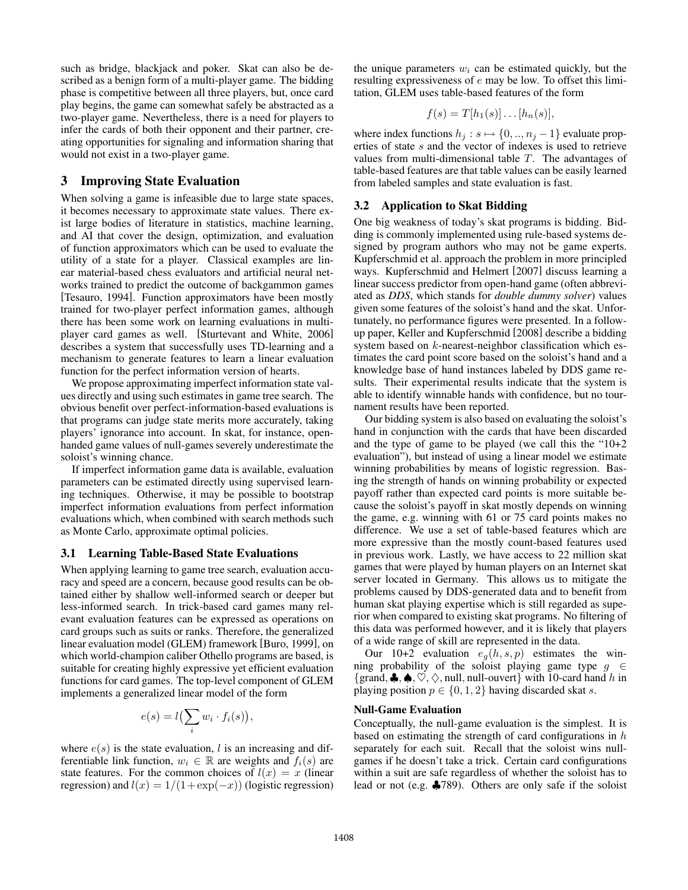such as bridge, blackjack and poker. Skat can also be described as a benign form of a multi-player game. The bidding phase is competitive between all three players, but, once card play begins, the game can somewhat safely be abstracted as a two-player game. Nevertheless, there is a need for players to infer the cards of both their opponent and their partner, creating opportunities for signaling and information sharing that would not exist in a two-player game.

## 3 Improving State Evaluation

When solving a game is infeasible due to large state spaces, it becomes necessary to approximate state values. There exist large bodies of literature in statistics, machine learning, and AI that cover the design, optimization, and evaluation of function approximators which can be used to evaluate the utility of a state for a player. Classical examples are linear material-based chess evaluators and artificial neural networks trained to predict the outcome of backgammon games [Tesauro, 1994]. Function approximators have been mostly trained for two-player perfect information games, although there has been some work on learning evaluations in multi-player card games as well. [Sturtevant and White, 2006] describes a system that successfully uses TD-learning and a mechanism to generate features to learn a linear evaluation function for the perfect information version of hearts.

We propose approximating imperfect information state values directly and using such estimates in game tree search. The obvious benefit over perfect-information-based evaluations is that programs can judge state merits more accurately, taking players' ignorance into account. In skat, for instance, open-handed game values of null-games severely underestimate the soloist's winning chance.

If imperfect information game data is available, evaluation parameters can be estimated directly using supervised learning techniques. Otherwise, it may be possible to bootstrap imperfect information evaluations from perfect information evaluations which, when combined with search methods such as Monte Carlo, approximate optimal policies.

### 3.1 Learning Table-Based State Evaluations

When applying learning to game tree search, evaluation accuracy and speed are a concern, because good results can be obtained either by shallow well-informed search or deeper but less-informed search. In trick-based card games many relevant evaluation features can be expressed as operations on card groups such as suits or ranks. Therefore, the generalized linear evaluation model (GLEM) framework [Buro, 1999], on which world-champion caliber Othello programs are based, is suitable for creating highly expressive yet efficient evaluation functions for card games. The top-level component of GLEM implements a generalized linear model of the form

$$e(s) = l\big(\sum_i w_i \cdot f_i(s)\big),$$

where $e(s)$ is the state evaluation, $l$ is an increasing and differentiable link function, $w_i \in \mathbb{R}$ are weights and $f_i(s)$ are state features. For the common choices of $l(x) = x$ (linear regression) and $l(x) = 1/(1+\exp(-x))$ (logistic regression) the unique parameters $w_i$ can be estimated quickly, but the resulting expressiveness of $e$ may be low. To offset this limitation, GLEM uses table-based features of the form

$$f(s) = T[h_1(s)] \ldots [h_n(s)],$$

where index functions $h_j : s \mapsto \{0, .., n_j - 1\}$ evaluate properties of state $s$ and the vector of indexes is used to retrieve values from multi-dimensional table $T$. The advantages of table-based features are that table values can be easily learned from labeled samples and state evaluation is fast.

### 3.2 Application to Skat Bidding

One big weakness of today's skat programs is bidding. Bidding is commonly implemented using rule-based systems designed by program authors who may not be game experts. Kupferschmid et al. approach the problem in more principled ways. Kupferschmid and Helmert [2007] discuss learning a linear success predictor from open-hand game (often abbreviated as *DDS*, which stands for *double dummy solver*) values given some features of the soloist's hand and the skat. Unfortunately, no performance figures were presented. In a follow-up paper, Keller and Kupferschmid [2008] describe a bidding system based on $k$-nearest-neighbor classification which estimates the card point score based on the soloist's hand and a knowledge base of hand instances labeled by DDS game results. Their experimental results indicate that the system is able to identify winnable hands with confidence, but no tournament results have been reported.

Our bidding system is also based on evaluating the soloist's hand in conjunction with the cards that have been discarded and the type of game to be played (we call this the "10+2 evaluation"), but instead of using a linear model we estimate winning probabilities by means of logistic regression. Basing the strength of hands on winning probability or expected payoff rather than expected card points is more suitable because the soloist's payoff in skat mostly depends on winning the game, e.g. winning with 61 or 75 card points makes no difference. We use a set of table-based features which are more expressive than the mostly count-based features used in previous work. Lastly, we have access to 22 million skat games that were played by human players on an Internet skat server located in Germany. This allows us to mitigate the problems caused by DDS-generated data and to benefit from human skat playing expertise which is still regarded as superior when compared to existing skat programs. No filtering of this data was performed however, and it is likely that players of a wide range of skill are represented in the data.

Our 10+2 evaluation $e_g(h, s, p)$ estimates the winning probability of the soloist playing game type $g \in \{\text{grand}, \clubsuit, \spadesuit, \heartsuit, \diamondsuit, \text{null}, \text{null-ouvert}\}$ with 10-card hand $h$ in playing position $p \in \{0, 1, 2\}$ having discarded skat $s$.

**Null-Game Evaluation**

Conceptually, the null-game evaluation is the simplest. It is based on estimating the strength of card configurations in $h$ separately for each suit. Recall that the soloist wins null-games if he doesn't take a trick. Certain card configurations within a suit are safe regardless of whether the soloist has to lead or not (e.g. ♣789). Others are only safe if the soloist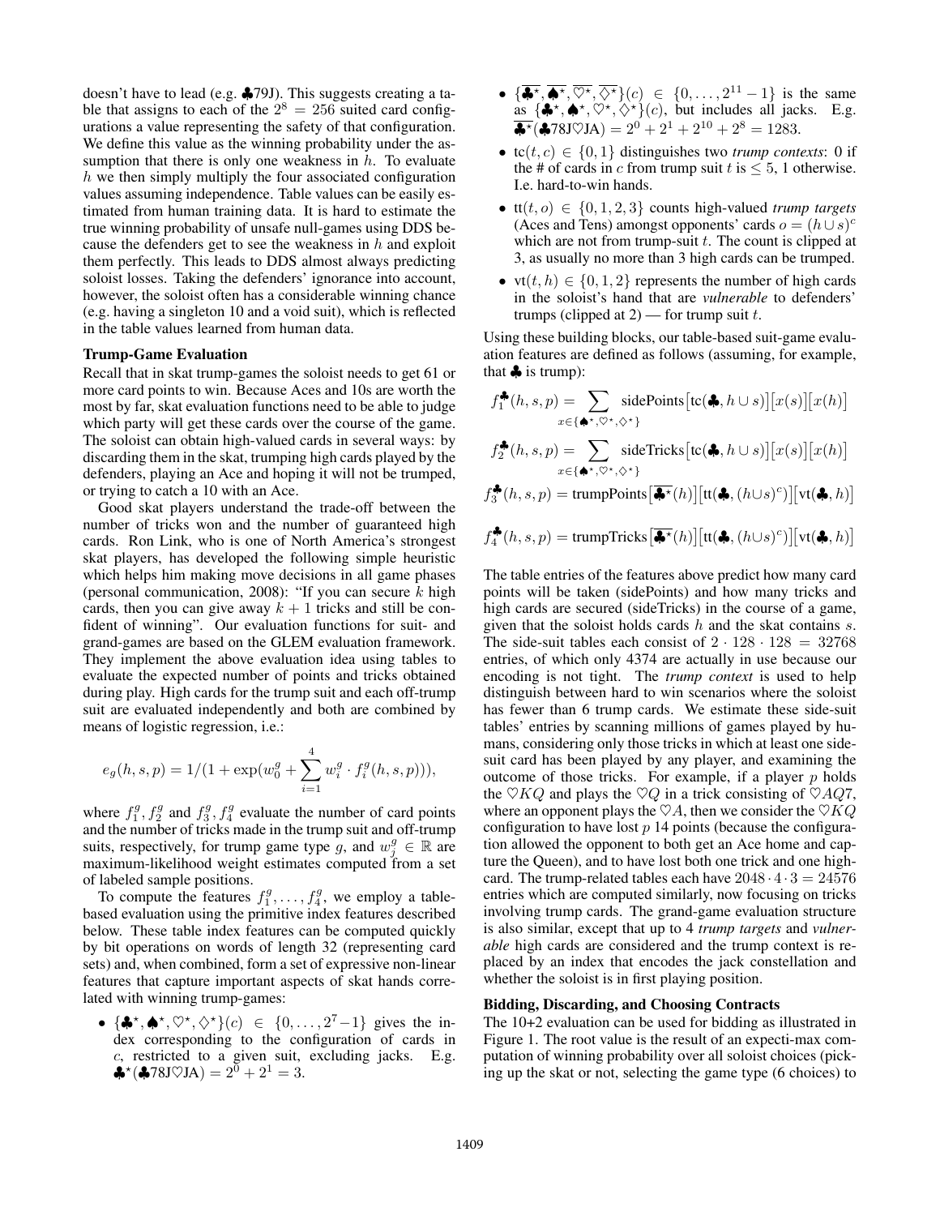doesn't have to lead (e.g. ♣79J). This suggests creating a table that assigns to each of the $2^8 = 256$ suited card configurations a value representing the safety of that configuration. We define this value as the winning probability under the assumption that there is only one weakness in $h$. To evaluate $h$ we then simply multiply the four associated configuration values assuming independence. Table values can be easily estimated from human training data. It is hard to estimate the true winning probability of unsafe null-games using DDS because the defenders get to see the weakness in $h$ and exploit them perfectly. This leads to DDS almost always predicting soloist losses. Taking the defenders' ignorance into account, however, the soloist often has a considerable winning chance (e.g. having a singleton 10 and a void suit), which is reflected in the table values learned from human data.

### Trump-Game Evaluation

Recall that in skat trump-games the soloist needs to get 61 or more card points to win. Because Aces and 10s are worth the most by far, skat evaluation functions need to be able to judge which party will get these cards over the course of the game. The soloist can obtain high-valued cards in several ways: by discarding them in the skat, trumping high cards played by the defenders, playing an Ace and hoping it will not be trumped, or trying to catch a 10 with an Ace.

Good skat players understand the trade-off between the number of tricks won and the number of guaranteed high cards. Ron Link, who is one of North America's strongest skat players, has developed the following simple heuristic which helps him making move decisions in all game phases (personal communication, 2008): "If you can secure $k$ high cards, then you can give away $k + 1$ tricks and still be confident of winning". Our evaluation functions for suit- and grand-games are based on the GLEM evaluation framework. They implement the above evaluation idea using tables to evaluate the expected number of points and tricks obtained during play. High cards for the trump suit and each off-trump suit are evaluated independently and both are combined by means of logistic regression, i.e.:

$$e_g(h, s, p) = 1/(1 + \exp(w_0^g + \sum_{i=1}^{4} w_i^g \cdot f_i^g(h, s, p))),$$

where $f_1^g, f_2^g$ and $f_3^g, f_4^g$ evaluate the number of card points and the number of tricks made in the trump suit and off-trump suits, respectively, for trump game type $g$, and $w_j^g \in \mathbb{R}$ are maximum-likelihood weight estimates computed from a set of labeled sample positions.

To compute the features $f_1^g, \ldots, f_4^g$, we employ a table-based evaluation using the primitive index features described below. These table index features can be computed quickly by bit operations on words of length 32 (representing card sets) and, when combined, form a set of expressive non-linear features that capture important aspects of skat hands correlated with winning trump-games:

- $\{\clubsuit^\star, \spadesuit^\star, \heartsuit^\star, \diamondsuit^\star\}(c) \in \{0, \ldots, 2^7-1\}$ gives the index corresponding to the configuration of cards in $c$, restricted to a given suit, excluding jacks. E.g. $\clubsuit^\star(\clubsuit78J\heartsuit JA) = 2^0 + 2^1 = 3$.
- $\{\overline{\clubsuit^\star}, \overline{\spadesuit^\star}, \overline{\heartsuit^\star}, \overline{\diamondsuit^\star}\}(c) \in \{0, \ldots, 2^{11}-1\}$ is the same as $\{\clubsuit^\star, \spadesuit^\star, \heartsuit^\star, \diamondsuit^\star\}(c)$, but includes all jacks. E.g. $\overline{\clubsuit^\star}(\clubsuit78J\heartsuit JA) = 2^0 + 2^1 + 2^{10} + 2^8 = 1283$.
- $\text{tc}(t, c) \in \{0, 1\}$ distinguishes two *trump contexts*: 0 if the # of cards in $c$ from trump suit $t$ is $\leq 5$, 1 otherwise. I.e. hard-to-win hands.
- $\text{tt}(t, o) \in \{0, 1, 2, 3\}$ counts high-valued *trump targets* (Aces and Tens) amongst opponents' cards $o = (h \cup s)^c$ which are not from trump-suit $t$. The count is clipped at 3, as usually no more than 3 high cards can be trumped.
- $\text{vt}(t, h) \in \{0, 1, 2\}$ represents the number of high cards in the soloist's hand that are *vulnerable* to defenders' trumps (clipped at 2) — for trump suit $t$.

Using these building blocks, our table-based suit-game evaluation features are defined as follows (assuming, for example, that ♣ is trump):

$$f_1^{\clubsuit}(h, s, p) = \sum_{x \in \{\spadesuit^\star, \heartsuit^\star, \diamondsuit^\star\}} \text{sidePoints}\big[\text{tc}(\clubsuit, h \cup s)\big]\big[x(s)\big]\big[x(h)\big]$$

$$f_2^{\clubsuit}(h, s, p) = \sum_{x \in \{\spadesuit^\star, \heartsuit^\star, \diamondsuit^\star\}} \text{sideTricks}\big[\text{tc}(\clubsuit, h \cup s)\big]\big[x(s)\big]\big[x(h)\big]$$

$$f_3^{\clubsuit}(h, s, p) = \text{trumpPoints}\big[\overline{\clubsuit^\star}(h)\big]\big[\text{tt}(\clubsuit, (h \cup s)^c)\big]\big[\text{vt}(\clubsuit, h)\big]$$

$$f_4^{\clubsuit}(h, s, p) = \text{trumpTricks}\big[\overline{\clubsuit^\star}(h)\big]\big[\text{tt}(\clubsuit, (h \cup s)^c)\big]\big[\text{vt}(\clubsuit, h)\big]$$

The table entries of the features above predict how many card points will be taken (sidePoints) and how many tricks and high cards are secured (sideTricks) in the course of a game, given that the soloist holds cards $h$ and the skat contains $s$. The side-suit tables each consist of $2 \cdot 128 \cdot 128 = 32768$ entries, of which only 4374 are actually in use because our encoding is not tight. The *trump context* is used to help distinguish between hard to win scenarios where the soloist has fewer than 6 trump cards. We estimate these side-suit tables' entries by scanning millions of games played by humans, considering only those tricks in which at least one side-suit card has been played by any player, and examining the outcome of those tricks. For example, if a player $p$ holds the $\heartsuit KQ$ and plays the $\heartsuit Q$ in a trick consisting of $\heartsuit AQ7$, where an opponent plays the $\heartsuit A$, then we consider the $\heartsuit KQ$ configuration to have lost $p$ 14 points (because the configuration allowed the opponent to both get an Ace home and capture the Queen), and to have lost both one trick and one high-card. The trump-related tables each have $2048 \cdot 4 \cdot 3 = 24576$ entries which are computed similarly, now focusing on tricks involving trump cards. The grand-game evaluation structure is also similar, except that up to 4 *trump targets* and *vulnerable* high cards are considered and the trump context is replaced by an index that encodes the jack constellation and whether the soloist is in first playing position.

### Bidding, Discarding, and Choosing Contracts

The 10+2 evaluation can be used for bidding as illustrated in Figure 1. The root value is the result of an expecti-max computation of winning probability over all soloist choices (picking up the skat or not, selecting the game type (6 choices) to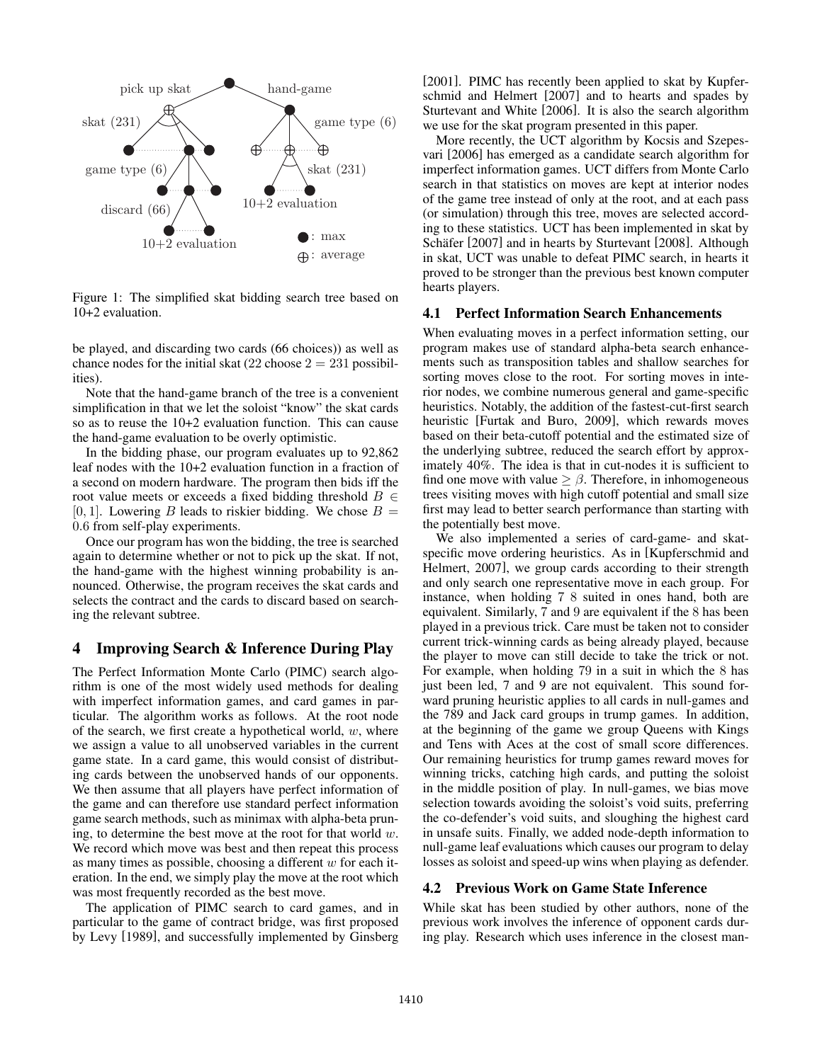Figure 1: The simplified skat bidding search tree based on 10+2 evaluation.

be played, and discarding two cards (66 choices)) as well as chance nodes for the initial skat (22 choose 2 = 231 possibilities).

Note that the hand-game branch of the tree is a convenient simplification in that we let the soloist "know" the skat cards so as to reuse the 10+2 evaluation function. This can cause the hand-game evaluation to be overly optimistic.

In the bidding phase, our program evaluates up to 92,862 leaf nodes with the 10+2 evaluation function in a fraction of a second on modern hardware. The program then bids iff the root value meets or exceeds a fixed bidding threshold $B \in [0, 1]$. Lowering $B$ leads to riskier bidding. We chose $B = 0.6$ from self-play experiments.

Once our program has won the bidding, the tree is searched again to determine whether or not to pick up the skat. If not, the hand-game with the highest winning probability is announced. Otherwise, the program receives the skat cards and selects the contract and the cards to discard based on searching the relevant subtree.

## 4 Improving Search & Inference During Play

The Perfect Information Monte Carlo (PIMC) search algorithm is one of the most widely used methods for dealing with imperfect information games, and card games in particular. The algorithm works as follows. At the root node of the search, we first create a hypothetical world, $w$, where we assign a value to all unobserved variables in the current game state. In a card game, this would consist of distributing cards between the unobserved hands of our opponents. We then assume that all players have perfect information of the game and can therefore use standard perfect information game search methods, such as minimax with alpha-beta pruning, to determine the best move at the root for that world $w$. We record which move was best and then repeat this process as many times as possible, choosing a different $w$ for each iteration. In the end, we simply play the move at the root which was most frequently recorded as the best move.

The application of PIMC search to card games, and in particular to the game of contract bridge, was first proposed by Levy [1989], and successfully implemented by Ginsberg [2001]. PIMC has recently been applied to skat by Kupferschmid and Helmert [2007] and to hearts and spades by Sturtevant and White [2006]. It is also the search algorithm we use for the skat program presented in this paper.

More recently, the UCT algorithm by Kocsis and Szepesvari [2006] has emerged as a candidate search algorithm for imperfect information games. UCT differs from Monte Carlo search in that statistics on moves are kept at interior nodes of the game tree instead of only at the root, and at each pass (or simulation) through this tree, moves are selected according to these statistics. UCT has been implemented in skat by Schäfer [2007] and in hearts by Sturtevant [2008]. Although in skat, UCT was unable to defeat PIMC search, in hearts it proved to be stronger than the previous best known computer hearts players.

### 4.1 Perfect Information Search Enhancements

When evaluating moves in a perfect information setting, our program makes use of standard alpha-beta search enhancements such as transposition tables and shallow searches for sorting moves close to the root. For sorting moves in interior nodes, we combine numerous general and game-specific heuristics. Notably, the addition of the fastest-cut-first search heuristic [Furtak and Buro, 2009], which rewards moves based on their beta-cutoff potential and the estimated size of the underlying subtree, reduced the search effort by approximately 40%. The idea is that in cut-nodes it is sufficient to find one move with value $\geq \beta$. Therefore, in inhomogeneous trees visiting moves with high cutoff potential and small size first may lead to better search performance than starting with the potentially best move.

We also implemented a series of card-game- and skat-specific move ordering heuristics. As in [Kupferschmid and Helmert, 2007], we group cards according to their strength and only search one representative move in each group. For instance, when holding 7 8 suited in ones hand, both are equivalent. Similarly, 7 and 9 are equivalent if the 8 has been played in a previous trick. Care must be taken not to consider current trick-winning cards as being already played, because the player to move can still decide to take the trick or not. For example, when holding 79 in a suit in which the 8 has just been led, 7 and 9 are not equivalent. This sound forward pruning heuristic applies to all cards in null-games and the 789 and Jack card groups in trump games. In addition, at the beginning of the game we group Queens with Kings and Tens with Aces at the cost of small score differences. Our remaining heuristics for trump games reward moves for winning tricks, catching high cards, and putting the soloist in the middle position of play. In null-games, we bias move selection towards avoiding the soloist's void suits, preferring the co-defender's void suits, and sloughing the highest card in unsafe suits. Finally, we added node-depth information to null-game leaf evaluations which causes our program to delay losses as soloist and speed-up wins when playing as defender.

### 4.2 Previous Work on Game State Inference

While skat has been studied by other authors, none of the previous work involves the inference of opponent cards during play. Research which uses inference in the closest man-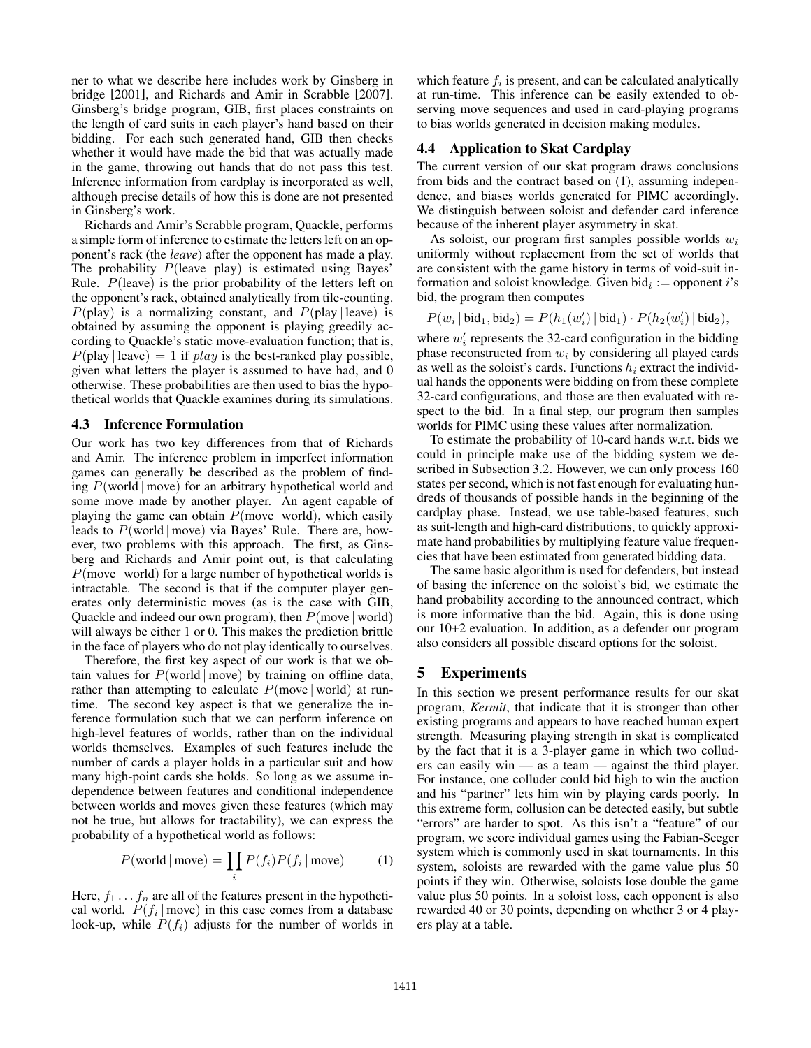ner to what we describe here includes work by Ginsberg in bridge [2001], and Richards and Amir in Scrabble [2007]. Ginsberg's bridge program, GIB, first places constraints on the length of card suits in each player's hand based on their bidding. For each such generated hand, GIB then checks whether it would have made the bid that was actually made in the game, throwing out hands that do not pass this test. Inference information from cardplay is incorporated as well, although precise details of how this is done are not presented in Ginsberg's work.

Richards and Amir's Scrabble program, Quackle, performs a simple form of inference to estimate the letters left on an opponent's rack (the *leave*) after the opponent has made a play. The probability $P(\text{leave} \mid \text{play})$ is estimated using Bayes' Rule. $P(\text{leave})$ is the prior probability of the letters left on the opponent's rack, obtained analytically from tile-counting. $P(\text{play})$ is a normalizing constant, and $P(\text{play} \mid \text{leave})$ is obtained by assuming the opponent is playing greedily according to Quackle's static move-evaluation function; that is, $P(\text{play} \mid \text{leave}) = 1$ if $play$ is the best-ranked play possible, given what letters the player is assumed to have had, and 0 otherwise. These probabilities are then used to bias the hypothetical worlds that Quackle examines during its simulations.

### 4.3 Inference Formulation

Our work has two key differences from that of Richards and Amir. The inference problem in imperfect information games can generally be described as the problem of finding $P(\text{world} \mid \text{move})$ for an arbitrary hypothetical world and some move made by another player. An agent capable of playing the game can obtain $P(\text{move} \mid \text{world})$, which easily leads to $P(\text{world} \mid \text{move})$ via Bayes' Rule. There are, however, two problems with this approach. The first, as Ginsberg and Richards and Amir point out, is that calculating $P(\text{move} \mid \text{world})$ for a large number of hypothetical worlds is intractable. The second is that if the computer player generates only deterministic moves (as is the case with GIB, Quackle and indeed our own program), then $P(\text{move} \mid \text{world})$ will always be either 1 or 0. This makes the prediction brittle in the face of players who do not play identically to ourselves.

Therefore, the first key aspect of our work is that we obtain values for $P(\text{world} \mid \text{move})$ by training on offline data, rather than attempting to calculate $P(\text{move} \mid \text{world})$ at runtime. The second key aspect is that we generalize the inference formulation such that we can perform inference on high-level features of worlds, rather than on the individual worlds themselves. Examples of such features include the number of cards a player holds in a particular suit and how many high-point cards she holds. So long as we assume independence between features and conditional independence between worlds and moves given these features (which may not be true, but allows for tractability), we can express the probability of a hypothetical world as follows:

$$P(\text{world} \mid \text{move}) = \prod_i P(f_i) P(f_i \mid \text{move}) \qquad (1)$$

Here, $f_1 \ldots f_n$ are all of the features present in the hypothetical world. $P(f_i \mid \text{move})$ in this case comes from a database look-up, while $P(f_i)$ adjusts for the number of worlds in which feature $f_i$ is present, and can be calculated analytically at run-time. This inference can be easily extended to observing move sequences and used in card-playing programs to bias worlds generated in decision making modules.

### 4.4 Application to Skat Cardplay

The current version of our skat program draws conclusions from bids and the contract based on (1), assuming independence, and biases worlds generated for PIMC accordingly. We distinguish between soloist and defender card inference because of the inherent player asymmetry in skat.

As soloist, our program first samples possible worlds $w_i$ uniformly without replacement from the set of worlds that are consistent with the game history in terms of void-suit information and soloist knowledge. Given $\text{bid}_i :=$ opponent $i$'s bid, the program then computes

$$P(w_i \mid \text{bid}_1, \text{bid}_2) = P(h_1(w_i') \mid \text{bid}_1) \cdot P(h_2(w_i') \mid \text{bid}_2),$$

where $w_i'$ represents the 32-card configuration in the bidding phase reconstructed from $w_i$ by considering all played cards as well as the soloist's cards. Functions $h_i$ extract the individual hands the opponents were bidding on from these complete 32-card configurations, and those are then evaluated with respect to the bid. In a final step, our program then samples worlds for PIMC using these values after normalization.

To estimate the probability of 10-card hands w.r.t. bids we could in principle make use of the bidding system we described in Subsection 3.2. However, we can only process 160 states per second, which is not fast enough for evaluating hundreds of thousands of possible hands in the beginning of the cardplay phase. Instead, we use table-based features, such as suit-length and high-card distributions, to quickly approximate hand probabilities by multiplying feature value frequencies that have been estimated from generated bidding data.

The same basic algorithm is used for defenders, but instead of basing the inference on the soloist's bid, we estimate the hand probability according to the announced contract, which is more informative than the bid. Again, this is done using our 10+2 evaluation. In addition, as a defender our program also considers all possible discard options for the soloist.

## 5 Experiments

In this section we present performance results for our skat program, *Kermit*, that indicate that it is stronger than other existing programs and appears to have reached human expert strength. Measuring playing strength in skat is complicated by the fact that it is a 3-player game in which two colluders can easily win — as a team — against the third player. For instance, one colluder could bid high to win the auction and his "partner" lets him win by playing cards poorly. In this extreme form, collusion can be detected easily, but subtle "errors" are harder to spot. As this isn't a "feature" of our program, we score individual games using the Fabian-Seeger system which is commonly used in skat tournaments. In this system, soloists are rewarded with the game value plus 50 points if they win. Otherwise, soloists lose double the game value plus 50 points. In a soloist loss, each opponent is also rewarded 40 or 30 points, depending on whether 3 or 4 players play at a table.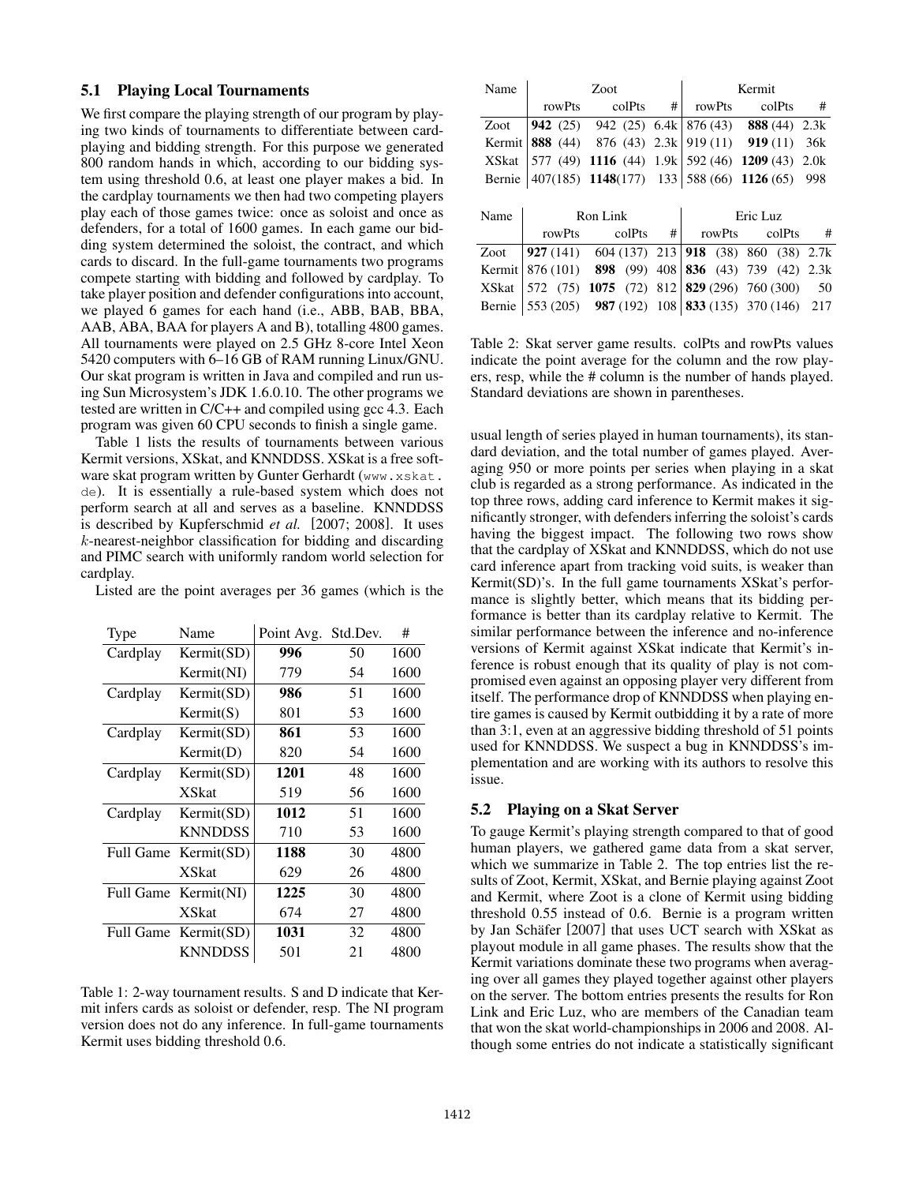### 5.1 Playing Local Tournaments

We first compare the playing strength of our program by playing two kinds of tournaments to differentiate between cardplaying and bidding strength. For this purpose we generated 800 random hands in which, according to our bidding system using threshold 0.6, at least one player makes a bid. In the cardplay tournaments we then had two competing players play each of those games twice: once as soloist and once as defenders, for a total of 1600 games. In each game our bidding system determined the soloist, the contract, and which cards to discard. In the full-game tournaments two programs compete starting with bidding and followed by cardplay. To take player position and defender configurations into account, we played 6 games for each hand (i.e., ABB, BAB, BBA, AAB, ABA, BAA for players A and B), totalling 4800 games. All tournaments were played on 2.5 GHz 8-core Intel Xeon 5420 computers with 6–16 GB of RAM running Linux/GNU. Our skat program is written in Java and compiled and run using Sun Microsystem's JDK 1.6.0.10. The other programs we tested are written in C/C++ and compiled using gcc 4.3. Each program was given 60 CPU seconds to finish a single game.

Table 1 lists the results of tournaments between various Kermit versions, XSkat, and KNNDDSS. XSkat is a free software skat program written by Gunter Gerhardt (www.xskat.de). It is essentially a rule-based system which does not perform search at all and serves as a baseline. KNNDDSS is described by Kupferschmid *et al.* [2007; 2008]. It uses $k$-nearest-neighbor classification for bidding and discarding and PIMC search with uniformly random world selection for cardplay.

Listed are the point averages per 36 games (which is the usual length of series played in human tournaments), its standard deviation, and the total number of games played. Averaging 950 or more points per series when playing in a skat club is regarded as a strong performance. As indicated in the top three rows, adding card inference to Kermit makes it significantly stronger, with defenders inferring the soloist's cards having the biggest impact. The following two rows show that the cardplay of XSkat and KNNDDSS, which do not use card inference apart from tracking void suits, is weaker than Kermit(SD)'s. In the full game tournaments XSkat's performance is slightly better, which means that its bidding performance is better than its cardplay relative to Kermit. The similar performance between the inference and no-inference versions of Kermit against XSkat indicate that Kermit's inference is robust enough that its quality of play is not compromised even against an opposing player very different from itself. The performance drop of KNNDDSS when playing entire games is caused by Kermit outbidding it by a rate of more than 3:1, even at an aggressive bidding threshold of 51 points used for KNNDDSS. We suspect a bug in KNNDDSS's implementation and are working with its authors to resolve this issue.

| Type | Name | Point Avg. | Std.Dev. | # |
|---|---|---|---|---|
| Cardplay | Kermit(SD) | **996** | 50 | 1600 |
| | Kermit(NI) | 779 | 54 | 1600 |
| Cardplay | Kermit(SD) | **986** | 51 | 1600 |
| | Kermit(S) | 801 | 53 | 1600 |
| Cardplay | Kermit(SD) | **861** | 53 | 1600 |
| | Kermit(D) | 820 | 54 | 1600 |
| Cardplay | Kermit(SD) | **1201** | 48 | 1600 |
| | XSkat | 519 | 56 | 1600 |
| Cardplay | Kermit(SD) | **1012** | 51 | 1600 |
| | KNNDDSS | 710 | 53 | 1600 |
| Full Game | Kermit(SD) | **1188** | 30 | 4800 |
| | XSkat | 629 | 26 | 4800 |
| Full Game | Kermit(NI) | **1225** | 30 | 4800 |
| | XSkat | 674 | 27 | 4800 |
| Full Game | Kermit(SD) | **1031** | 32 | 4800 |
| | KNNDDSS | 501 | 21 | 4800 |

Table 1: 2-way tournament results. S and D indicate that Kermit infers cards as soloist or defender, resp. The NI program version does not do any inference. In full-game tournaments Kermit uses bidding threshold 0.6.

| Name | Zoot | | | Kermit | | |
|---|---|---|---|---|---|---|
| | rowPts | colPts | # | rowPts | colPts | # |
| Zoot | **942** (25) | 942 (25) | 6.4k | 876 (43) | **888** (44) | 2.3k |
| Kermit | **888** (44) | 876 (43) | 2.3k | 919 (11) | **919** (11) | 36k |
| XSkat | 577 (49) | **1116** (44) | 1.9k | 592 (46) | **1209** (43) | 2.0k |
| Bernie | 407(185) | **1148**(177) | 133 | 588 (66) | **1126** (65) | 998 |

| Name | Ron Link | | | Eric Luz | | |
|---|---|---|---|---|---|---|
| | rowPts | colPts | # | rowPts | colPts | # |
| Zoot | **927** (141) | 604 (137) | 213 | **918** (38) | 860 (38) | 2.7k |
| Kermit | 876 (101) | **898** (99) | 408 | **836** (43) | 739 (42) | 2.3k |
| XSkat | 572 (75) | **1075** (72) | 812 | **829** (296) | 760 (300) | 50 |
| Bernie | 553 (205) | **987** (192) | 108 | **833** (135) | 370 (146) | 217 |

Table 2: Skat server game results. colPts and rowPts values indicate the point average for the column and the row players, resp, while the # column is the number of hands played. Standard deviations are shown in parentheses.

### 5.2 Playing on a Skat Server

To gauge Kermit's playing strength compared to that of good human players, we gathered game data from a skat server, which we summarize in Table 2. The top entries list the results of Zoot, Kermit, XSkat, and Bernie playing against Zoot and Kermit, where Zoot is a clone of Kermit using bidding threshold 0.55 instead of 0.6. Bernie is a program written by Jan Schäfer [2007] that uses UCT search with XSkat as playout module in all game phases. The results show that the Kermit variations dominate these two programs when averaging over all games they played together against other players on the server. The bottom entries presents the results for Ron Link and Eric Luz, who are members of the Canadian team that won the skat world-championships in 2006 and 2008. Although some entries do not indicate a statistically significant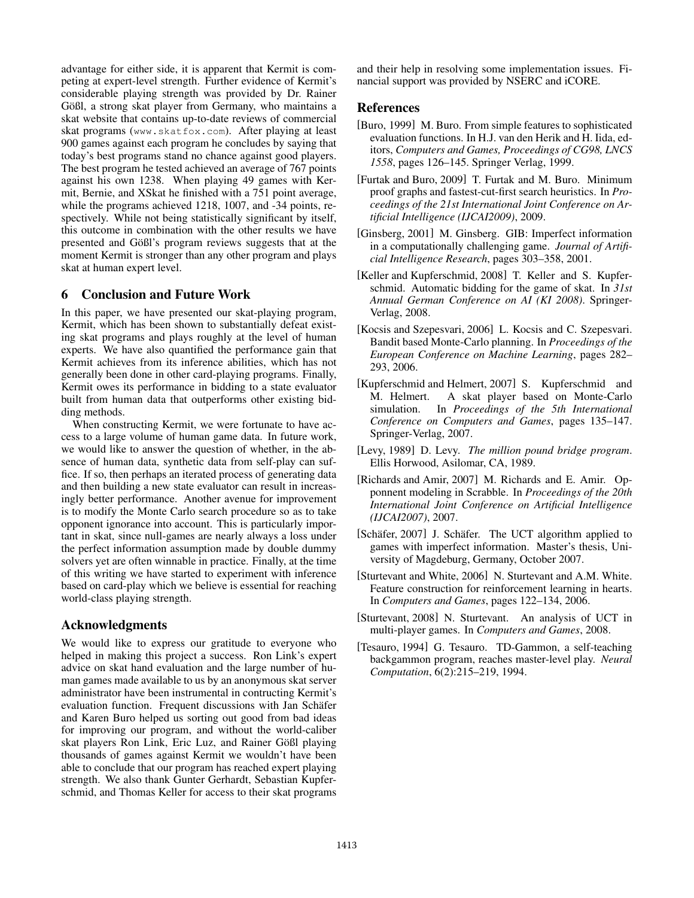advantage for either side, it is apparent that Kermit is competing at expert-level strength. Further evidence of Kermit's considerable playing strength was provided by Dr. Rainer Gößl, a strong skat player from Germany, who maintains a skat website that contains up-to-date reviews of commercial skat programs (www.skatfox.com). After playing at least 900 games against each program he concludes by saying that today's best programs stand no chance against good players. The best program he tested achieved an average of 767 points against his own 1238. When playing 49 games with Kermit, Bernie, and XSkat he finished with a 751 point average, while the programs achieved 1218, 1007, and -34 points, respectively. While not being statistically significant by itself, this outcome in combination with the other results we have presented and Gößl's program reviews suggests that at the moment Kermit is stronger than any other program and plays skat at human expert level.

## 6 Conclusion and Future Work

In this paper, we have presented our skat-playing program, Kermit, which has been shown to substantially defeat existing skat programs and plays roughly at the level of human experts. We have also quantified the performance gain that Kermit achieves from its inference abilities, which has not generally been done in other card-playing programs. Finally, Kermit owes its performance in bidding to a state evaluator built from human data that outperforms other existing bidding methods.

When constructing Kermit, we were fortunate to have access to a large volume of human game data. In future work, we would like to answer the question of whether, in the absence of human data, synthetic data from self-play can suffice. If so, then perhaps an iterated process of generating data and then building a new state evaluator can result in increasingly better performance. Another avenue for improvement is to modify the Monte Carlo search procedure so as to take opponent ignorance into account. This is particularly important in skat, since null-games are nearly always a loss under the perfect information assumption made by double dummy solvers yet are often winnable in practice. Finally, at the time of this writing we have started to experiment with inference based on card-play which we believe is essential for reaching world-class playing strength.

## Acknowledgments

We would like to express our gratitude to everyone who helped in making this project a success. Ron Link's expert advice on skat hand evaluation and the large number of human games made available to us by an anonymous skat server administrator have been instrumental in contructing Kermit's evaluation function. Frequent discussions with Jan Schäfer and Karen Buro helped us sorting out good from bad ideas for improving our program, and without the world-caliber skat players Ron Link, Eric Luz, and Rainer Gößl playing thousands of games against Kermit we wouldn't have been able to conclude that our program has reached expert playing strength. We also thank Gunter Gerhardt, Sebastian Kupferschmid, and Thomas Keller for access to their skat programs and their help in resolving some implementation issues. Financial support was provided by NSERC and iCORE.

## References

[Buro, 1999] M. Buro. From simple features to sophisticated evaluation functions. In H.J. van den Herik and H. Iida, editors, *Computers and Games, Proceedings of CG98, LNCS 1558*, pages 126–145. Springer Verlag, 1999.

[Furtak and Buro, 2009] T. Furtak and M. Buro. Minimum proof graphs and fastest-cut-first search heuristics. In *Proceedings of the 21st International Joint Conference on Artificial Intelligence (IJCAI2009)*, 2009.

[Ginsberg, 2001] M. Ginsberg. GIB: Imperfect information in a computationally challenging game. *Journal of Artificial Intelligence Research*, pages 303–358, 2001.

[Keller and Kupferschmid, 2008] T. Keller and S. Kupferschmid. Automatic bidding for the game of skat. In *31st Annual German Conference on AI (KI 2008)*. Springer-Verlag, 2008.

[Kocsis and Szepesvari, 2006] L. Kocsis and C. Szepesvari. Bandit based Monte-Carlo planning. In *Proceedings of the European Conference on Machine Learning*, pages 282–293, 2006.

[Kupferschmid and Helmert, 2007] S. Kupferschmid and M. Helmert. A skat player based on Monte-Carlo simulation. In *Proceedings of the 5th International Conference on Computers and Games*, pages 135–147. Springer-Verlag, 2007.

[Levy, 1989] D. Levy. *The million pound bridge program*. Ellis Horwood, Asilomar, CA, 1989.

[Richards and Amir, 2007] M. Richards and E. Amir. Opponnent modeling in Scrabble. In *Proceedings of the 20th International Joint Conference on Artificial Intelligence (IJCAI2007)*, 2007.

[Schäfer, 2007] J. Schäfer. The UCT algorithm applied to games with imperfect information. Master's thesis, University of Magdeburg, Germany, October 2007.

[Sturtevant and White, 2006] N. Sturtevant and A.M. White. Feature construction for reinforcement learning in hearts. In *Computers and Games*, pages 122–134, 2006.

[Sturtevant, 2008] N. Sturtevant. An analysis of UCT in multi-player games. In *Computers and Games*, 2008.

[Tesauro, 1994] G. Tesauro. TD-Gammon, a self-teaching backgammon program, reaches master-level play. *Neural Computation*, 6(2):215–219, 1994.